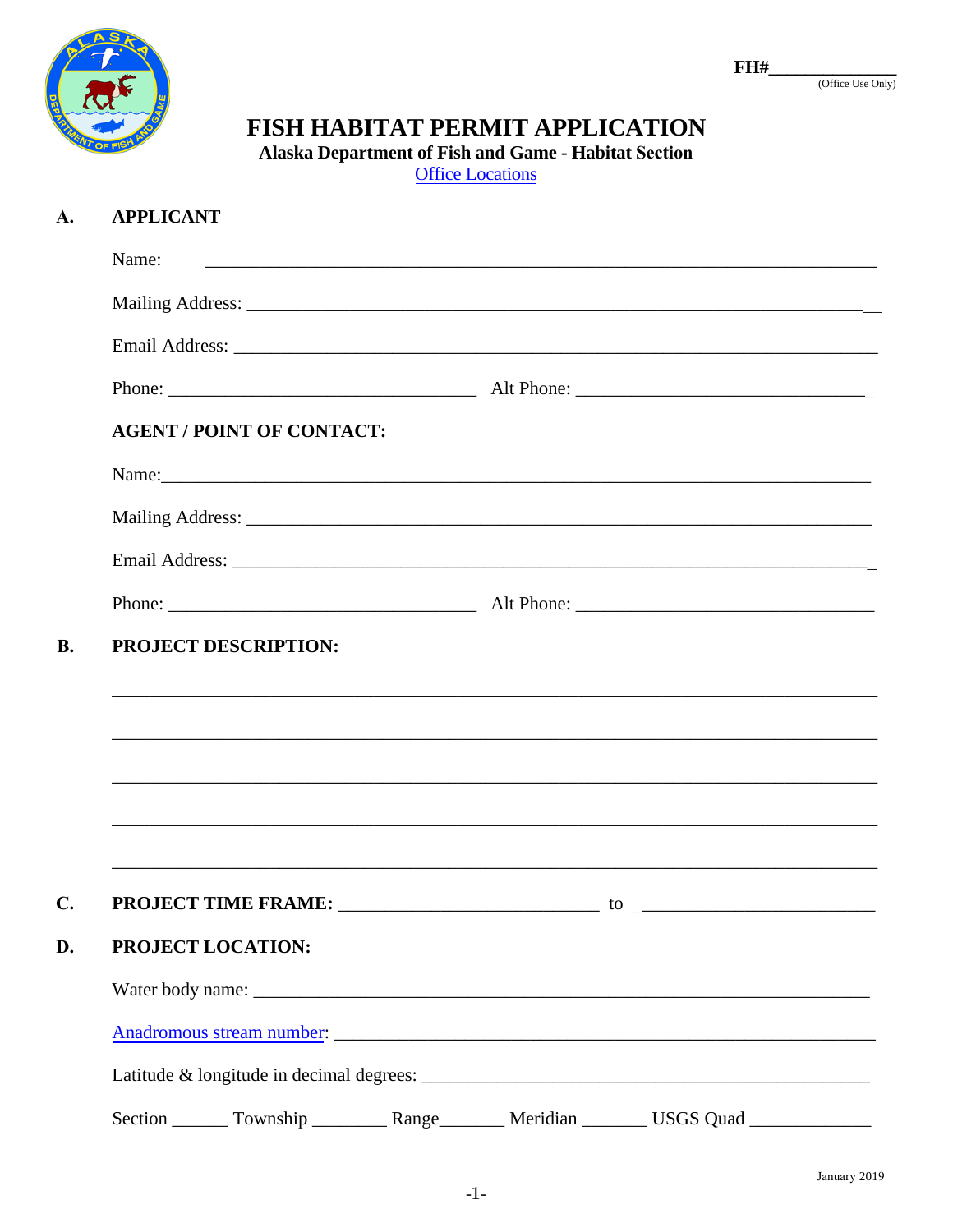FH#______________
(Office Use Only)

# FISH HABITAT PERMIT APPLICATION

**Alaska Department of Fish and Game - Habitat Section**

Office Locations

## A. APPLICANT

Name: ____________________________________________________________________

Mailing Address: ____________________________________________________________

Email Address: ______________________________________________________________

Phone: ______________________________ Alt Phone: ___________________________

**AGENT / POINT OF CONTACT:**

Name: ____________________________________________________________________

Mailing Address: ____________________________________________________________

Email Address: ______________________________________________________________

Phone: ______________________________ Alt Phone: ___________________________

## B. PROJECT DESCRIPTION:

______________________________________________________________________________

______________________________________________________________________________

______________________________________________________________________________

______________________________________________________________________________

______________________________________________________________________________

## C. PROJECT TIME FRAME: ___________________________ to ___________________________

## D. PROJECT LOCATION:

Water body name: ____________________________________________________________

Anadromous stream number: ___________________________________________________

Latitude & longitude in decimal degrees: ______________________________________

Section ______ Township ________ Range_______ Meridian _______ USGS Quad _____________

January 2019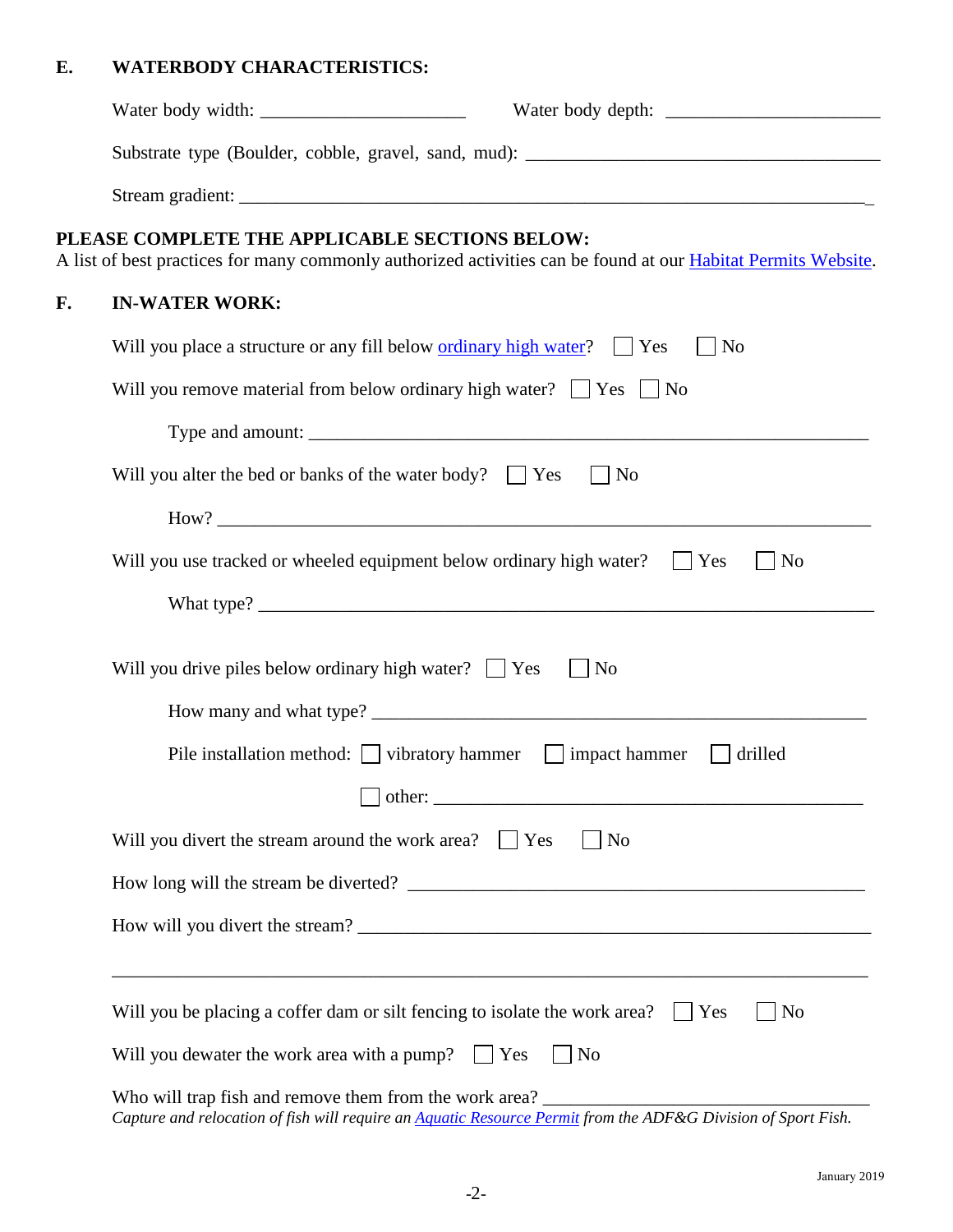## E. WATERBODY CHARACTERISTICS:

Water body width: ______________________ Water body depth: ______________________

Substrate type (Boulder, cobble, gravel, sand, mud): ________________________________________

Stream gradient: ________________________________________________________________________

**PLEASE COMPLETE THE APPLICABLE SECTIONS BELOW:**

A list of best practices for many commonly authorized activities can be found at our Habitat Permits Website.

## F. IN-WATER WORK:

Will you place a structure or any fill below ordinary high water? ☐ Yes ☐ No

Will you remove material from below ordinary high water? ☐ Yes ☐ No

Type and amount: ________________________________________________________________

Will you alter the bed or banks of the water body? ☐ Yes ☐ No

How? ________________________________________________________________________

Will you use tracked or wheeled equipment below ordinary high water? ☐ Yes ☐ No

What type? ____________________________________________________________________

Will you drive piles below ordinary high water? ☐ Yes ☐ No

How many and what type? ______________________________________________________

Pile installation method: ☐ vibratory hammer ☐ impact hammer ☐ drilled

☐ other: ________________________________________________

Will you divert the stream around the work area? ☐ Yes ☐ No

How long will the stream be diverted? ___________________________________________________

How will you divert the stream? _________________________________________________________

______________________________________________________________________________________

Will you be placing a coffer dam or silt fencing to isolate the work area? ☐ Yes ☐ No

Will you dewater the work area with a pump? ☐ Yes ☐ No

Who will trap fish and remove them from the work area? ____________________________________

*Capture and relocation of fish will require an Aquatic Resource Permit from the ADF&G Division of Sport Fish.*

January 2019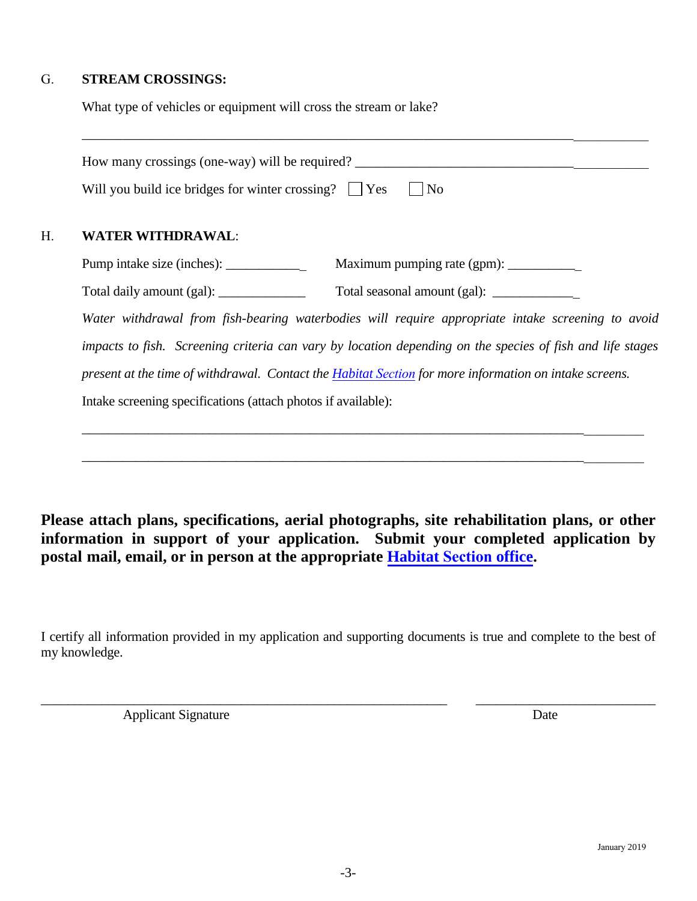G. **STREAM CROSSINGS:**

What type of vehicles or equipment will cross the stream or lake?

________________________________________________________________________________

How many crossings (one-way) will be required? ____________________________________________

Will you build ice bridges for winter crossing? ☐ Yes ☐ No

H. **WATER WITHDRAWAL**:

Pump intake size (inches): ____________ Maximum pumping rate (gpm): ___________

Total daily amount (gal): _____________ Total seasonal amount (gal): _____________

*Water withdrawal from fish-bearing waterbodies will require appropriate intake screening to avoid impacts to fish. Screening criteria can vary by location depending on the species of fish and life stages present at the time of withdrawal. Contact the Habitat Section for more information on intake screens.*

Intake screening specifications (attach photos if available):

________________________________________________________________________________

________________________________________________________________________________

**Please attach plans, specifications, aerial photographs, site rehabilitation plans, or other information in support of your application. Submit your completed application by postal mail, email, or in person at the appropriate Habitat Section office.**

I certify all information provided in my application and supporting documents is true and complete to the best of my knowledge.

______________________________________________________ ___________________________

Applicant Signature Date

January 2019